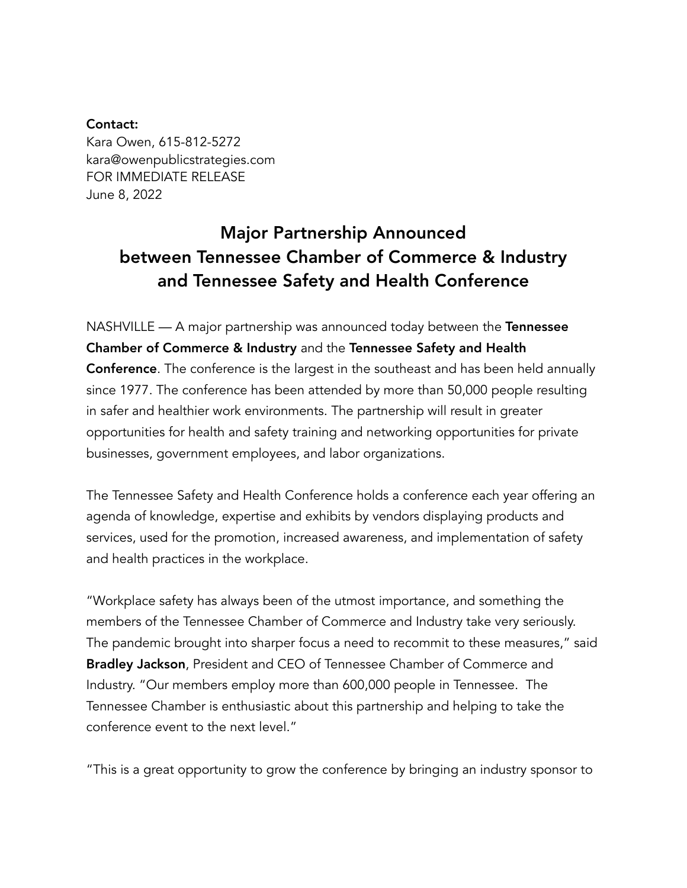**Contact:**
Kara Owen, 615-812-5272
kara@owenpublicstrategies.com
FOR IMMEDIATE RELEASE
June 8, 2022

# Major Partnership Announced between Tennessee Chamber of Commerce & Industry and Tennessee Safety and Health Conference

NASHVILLE — A major partnership was announced today between the **Tennessee Chamber of Commerce & Industry** and the **Tennessee Safety and Health Conference**. The conference is the largest in the southeast and has been held annually since 1977. The conference has been attended by more than 50,000 people resulting in safer and healthier work environments. The partnership will result in greater opportunities for health and safety training and networking opportunities for private businesses, government employees, and labor organizations.

The Tennessee Safety and Health Conference holds a conference each year offering an agenda of knowledge, expertise and exhibits by vendors displaying products and services, used for the promotion, increased awareness, and implementation of safety and health practices in the workplace.

"Workplace safety has always been of the utmost importance, and something the members of the Tennessee Chamber of Commerce and Industry take very seriously. The pandemic brought into sharper focus a need to recommit to these measures," said **Bradley Jackson**, President and CEO of Tennessee Chamber of Commerce and Industry. "Our members employ more than 600,000 people in Tennessee. The Tennessee Chamber is enthusiastic about this partnership and helping to take the conference event to the next level."

"This is a great opportunity to grow the conference by bringing an industry sponsor to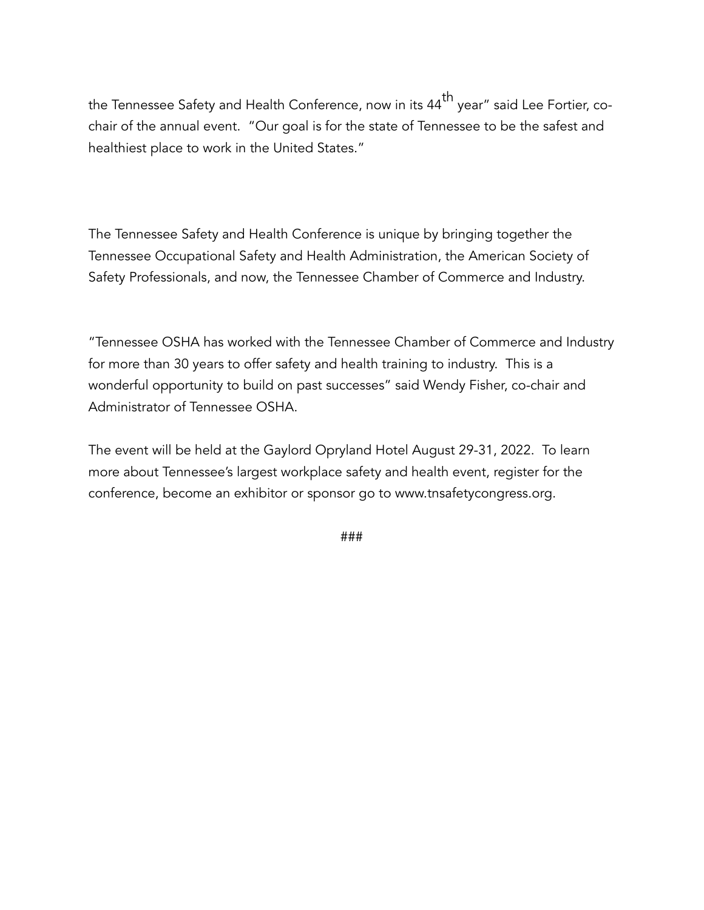the Tennessee Safety and Health Conference, now in its 44$^{th}$ year" said Lee Fortier, co-chair of the annual event. "Our goal is for the state of Tennessee to be the safest and healthiest place to work in the United States."

The Tennessee Safety and Health Conference is unique by bringing together the Tennessee Occupational Safety and Health Administration, the American Society of Safety Professionals, and now, the Tennessee Chamber of Commerce and Industry.

"Tennessee OSHA has worked with the Tennessee Chamber of Commerce and Industry for more than 30 years to offer safety and health training to industry. This is a wonderful opportunity to build on past successes" said Wendy Fisher, co-chair and Administrator of Tennessee OSHA.

The event will be held at the Gaylord Opryland Hotel August 29-31, 2022. To learn more about Tennessee's largest workplace safety and health event, register for the conference, become an exhibitor or sponsor go to www.tnsafetycongress.org.

###